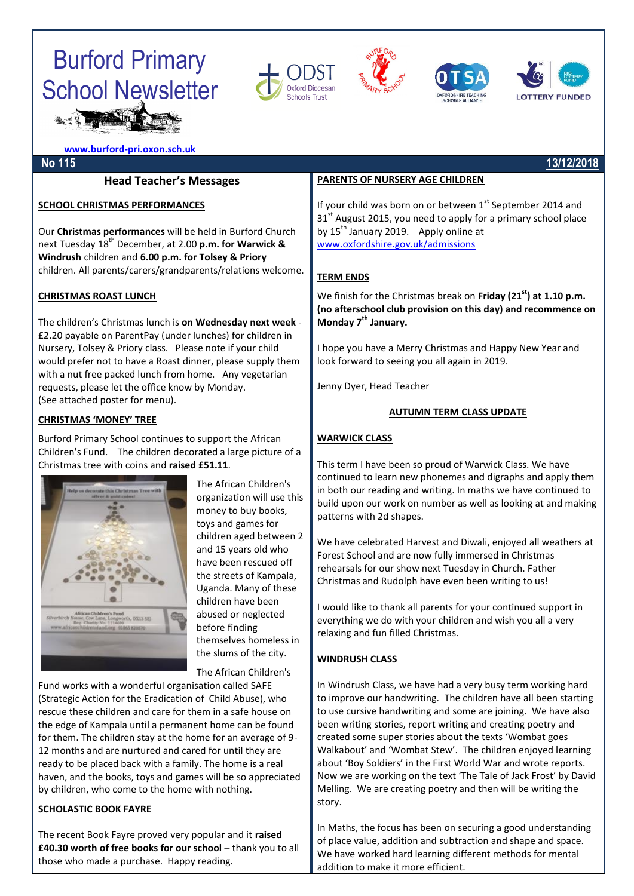# Burford Primary School Newsletter

www.burford-pri.oxon.sch.uk

**No 115** **13/12/2018**

## Head Teacher's Messages

### SCHOOL CHRISTMAS PERFORMANCES

Our **Christmas performances** will be held in Burford Church next Tuesday 18th December, at 2.00 **p.m. for Warwick & Windrush** children and **6.00 p.m. for Tolsey & Priory** children. All parents/carers/grandparents/relations welcome.

### CHRISTMAS ROAST LUNCH

The children's Christmas lunch is **on Wednesday next week** - £2.20 payable on ParentPay (under lunches) for children in Nursery, Tolsey & Priory class. Please note if your child would prefer not to have a Roast dinner, please supply them with a nut free packed lunch from home. Any vegetarian requests, please let the office know by Monday. (See attached poster for menu).

### CHRISTMAS 'MONEY' TREE

Burford Primary School continues to support the African Children's Fund. The children decorated a large picture of a Christmas tree with coins and **raised £51.11**.

The African Children's organization will use this money to buy books, toys and games for children aged between 2 and 15 years old who have been rescued off the streets of Kampala, Uganda. Many of these children have been abused or neglected before finding themselves homeless in the slums of the city.

The African Children's Fund works with a wonderful organisation called SAFE (Strategic Action for the Eradication of Child Abuse), who rescue these children and care for them in a safe house on the edge of Kampala until a permanent home can be found for them. The children stay at the home for an average of 9-12 months and are nurtured and cared for until they are ready to be placed back with a family. The home is a real haven, and the books, toys and games will be so appreciated by children, who come to the home with nothing.

### SCHOLASTIC BOOK FAYRE

The recent Book Fayre proved very popular and it **raised £40.30 worth of free books for our school** – thank you to all those who made a purchase. Happy reading.

### PARENTS OF NURSERY AGE CHILDREN

If your child was born on or between 1st September 2014 and 31st August 2015, you need to apply for a primary school place by 15th January 2019. Apply online at www.oxfordshire.gov.uk/admissions

### TERM ENDS

We finish for the Christmas break on **Friday (21st) at 1.10 p.m. (no afterschool club provision on this day) and recommence on Monday 7th January.**

I hope you have a Merry Christmas and Happy New Year and look forward to seeing you all again in 2019.

Jenny Dyer, Head Teacher

## AUTUMN TERM CLASS UPDATE

### WARWICK CLASS

This term I have been so proud of Warwick Class. We have continued to learn new phonemes and digraphs and apply them in both our reading and writing. In maths we have continued to build upon our work on number as well as looking at and making patterns with 2d shapes.

We have celebrated Harvest and Diwali, enjoyed all weathers at Forest School and are now fully immersed in Christmas rehearsals for our show next Tuesday in Church. Father Christmas and Rudolph have even been writing to us!

I would like to thank all parents for your continued support in everything we do with your children and wish you all a very relaxing and fun filled Christmas.

### WINDRUSH CLASS

In Windrush Class, we have had a very busy term working hard to improve our handwriting. The children have all been starting to use cursive handwriting and some are joining. We have also been writing stories, report writing and creating poetry and created some super stories about the texts 'Wombat goes Walkabout' and 'Wombat Stew'. The children enjoyed learning about 'Boy Soldiers' in the First World War and wrote reports. Now we are working on the text 'The Tale of Jack Frost' by David Melling. We are creating poetry and then will be writing the story.

In Maths, the focus has been on securing a good understanding of place value, addition and subtraction and shape and space. We have worked hard learning different methods for mental addition to make it more efficient.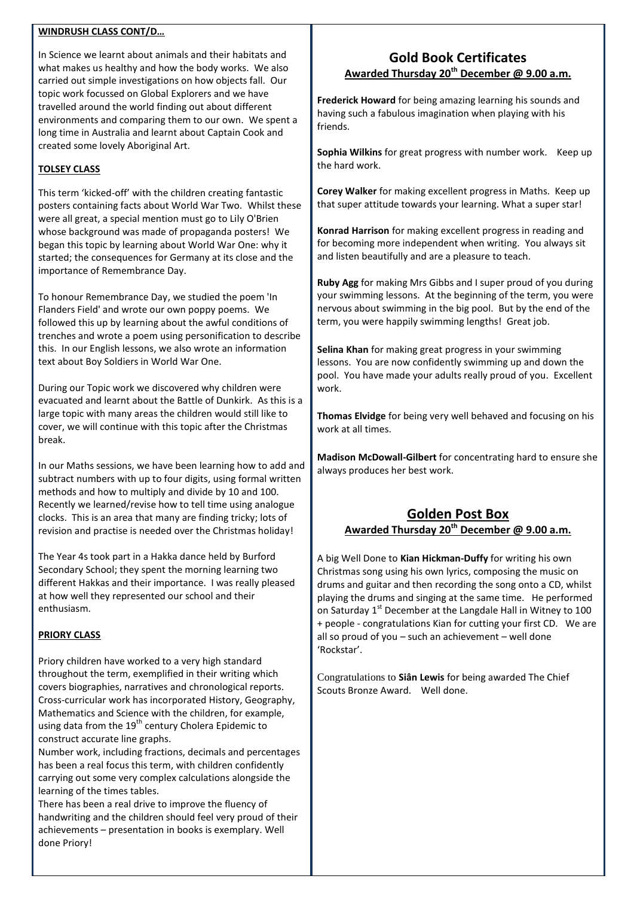**WINDRUSH CLASS CONT/D…**

In Science we learnt about animals and their habitats and what makes us healthy and how the body works. We also carried out simple investigations on how objects fall. Our topic work focussed on Global Explorers and we have travelled around the world finding out about different environments and comparing them to our own. We spent a long time in Australia and learnt about Captain Cook and created some lovely Aboriginal Art.

**TOLSEY CLASS**

This term 'kicked-off' with the children creating fantastic posters containing facts about World War Two. Whilst these were all great, a special mention must go to Lily O'Brien whose background was made of propaganda posters! We began this topic by learning about World War One: why it started; the consequences for Germany at its close and the importance of Remembrance Day.

To honour Remembrance Day, we studied the poem 'In Flanders Field' and wrote our own poppy poems. We followed this up by learning about the awful conditions of trenches and wrote a poem using personification to describe this. In our English lessons, we also wrote an information text about Boy Soldiers in World War One.

During our Topic work we discovered why children were evacuated and learnt about the Battle of Dunkirk. As this is a large topic with many areas the children would still like to cover, we will continue with this topic after the Christmas break.

In our Maths sessions, we have been learning how to add and subtract numbers with up to four digits, using formal written methods and how to multiply and divide by 10 and 100. Recently we learned/revise how to tell time using analogue clocks. This is an area that many are finding tricky; lots of revision and practise is needed over the Christmas holiday!

The Year 4s took part in a Hakka dance held by Burford Secondary School; they spent the morning learning two different Hakkas and their importance. I was really pleased at how well they represented our school and their enthusiasm.

**PRIORY CLASS**

Priory children have worked to a very high standard throughout the term, exemplified in their writing which covers biographies, narratives and chronological reports. Cross-curricular work has incorporated History, Geography, Mathematics and Science with the children, for example, using data from the 19th century Cholera Epidemic to construct accurate line graphs.

Number work, including fractions, decimals and percentages has been a real focus this term, with children confidently carrying out some very complex calculations alongside the learning of the times tables.

There has been a real drive to improve the fluency of handwriting and the children should feel very proud of their achievements – presentation in books is exemplary. Well done Priory!

## Gold Book Certificates

**Awarded Thursday 20th December @ 9.00 a.m.**

**Frederick Howard** for being amazing learning his sounds and having such a fabulous imagination when playing with his friends.

**Sophia Wilkins** for great progress with number work. Keep up the hard work.

**Corey Walker** for making excellent progress in Maths. Keep up that super attitude towards your learning. What a super star!

**Konrad Harrison** for making excellent progress in reading and for becoming more independent when writing. You always sit and listen beautifully and are a pleasure to teach.

**Ruby Agg** for making Mrs Gibbs and I super proud of you during your swimming lessons. At the beginning of the term, you were nervous about swimming in the big pool. But by the end of the term, you were happily swimming lengths! Great job.

**Selina Khan** for making great progress in your swimming lessons. You are now confidently swimming up and down the pool. You have made your adults really proud of you. Excellent work.

**Thomas Elvidge** for being very well behaved and focusing on his work at all times.

**Madison McDowall-Gilbert** for concentrating hard to ensure she always produces her best work.

## Golden Post Box

**Awarded Thursday 20th December @ 9.00 a.m.**

A big Well Done to **Kian Hickman-Duffy** for writing his own Christmas song using his own lyrics, composing the music on drums and guitar and then recording the song onto a CD, whilst playing the drums and singing at the same time. He performed on Saturday 1st December at the Langdale Hall in Witney to 100 + people - congratulations Kian for cutting your first CD. We are all so proud of you – such an achievement – well done 'Rockstar'.

Congratulations to **Siân Lewis** for being awarded The Chief Scouts Bronze Award. Well done.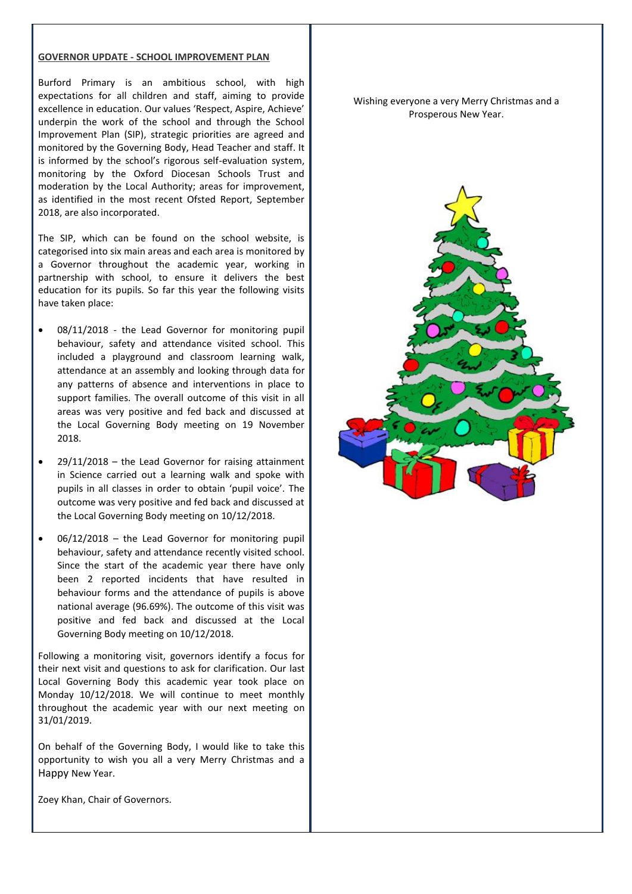## GOVERNOR UPDATE - SCHOOL IMPROVEMENT PLAN

Burford Primary is an ambitious school, with high expectations for all children and staff, aiming to provide excellence in education. Our values 'Respect, Aspire, Achieve' underpin the work of the school and through the School Improvement Plan (SIP), strategic priorities are agreed and monitored by the Governing Body, Head Teacher and staff. It is informed by the school's rigorous self-evaluation system, monitoring by the Oxford Diocesan Schools Trust and moderation by the Local Authority; areas for improvement, as identified in the most recent Ofsted Report, September 2018, are also incorporated.

The SIP, which can be found on the school website, is categorised into six main areas and each area is monitored by a Governor throughout the academic year, working in partnership with school, to ensure it delivers the best education for its pupils. So far this year the following visits have taken place:

- 08/11/2018 - the Lead Governor for monitoring pupil behaviour, safety and attendance visited school. This included a playground and classroom learning walk, attendance at an assembly and looking through data for any patterns of absence and interventions in place to support families. The overall outcome of this visit in all areas was very positive and fed back and discussed at the Local Governing Body meeting on 19 November 2018.
- 29/11/2018 – the Lead Governor for raising attainment in Science carried out a learning walk and spoke with pupils in all classes in order to obtain 'pupil voice'. The outcome was very positive and fed back and discussed at the Local Governing Body meeting on 10/12/2018.
- 06/12/2018 – the Lead Governor for monitoring pupil behaviour, safety and attendance recently visited school. Since the start of the academic year there have only been 2 reported incidents that have resulted in behaviour forms and the attendance of pupils is above national average (96.69%). The outcome of this visit was positive and fed back and discussed at the Local Governing Body meeting on 10/12/2018.

Following a monitoring visit, governors identify a focus for their next visit and questions to ask for clarification. Our last Local Governing Body this academic year took place on Monday 10/12/2018. We will continue to meet monthly throughout the academic year with our next meeting on 31/01/2019.

On behalf of the Governing Body, I would like to take this opportunity to wish you all a very Merry Christmas and a Happy New Year.

Zoey Khan, Chair of Governors.

Wishing everyone a very Merry Christmas and a Prosperous New Year.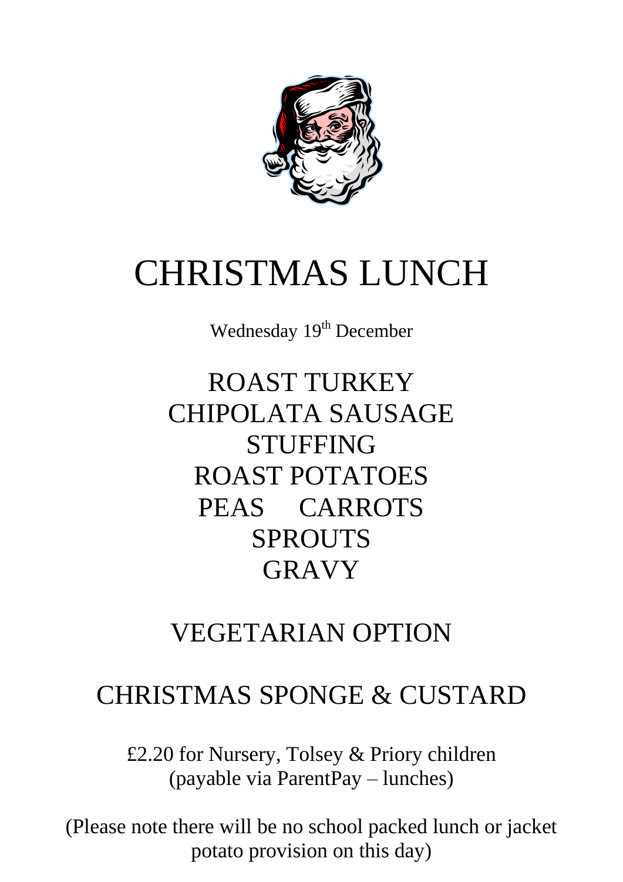# CHRISTMAS LUNCH

Wednesday 19th December

ROAST TURKEY
CHIPOLATA SAUSAGE
STUFFING
ROAST POTATOES
PEAS CARROTS
SPROUTS
GRAVY

VEGETARIAN OPTION

CHRISTMAS SPONGE & CUSTARD

£2.20 for Nursery, Tolsey & Priory children
(payable via ParentPay – lunches)

(Please note there will be no school packed lunch or jacket potato provision on this day)